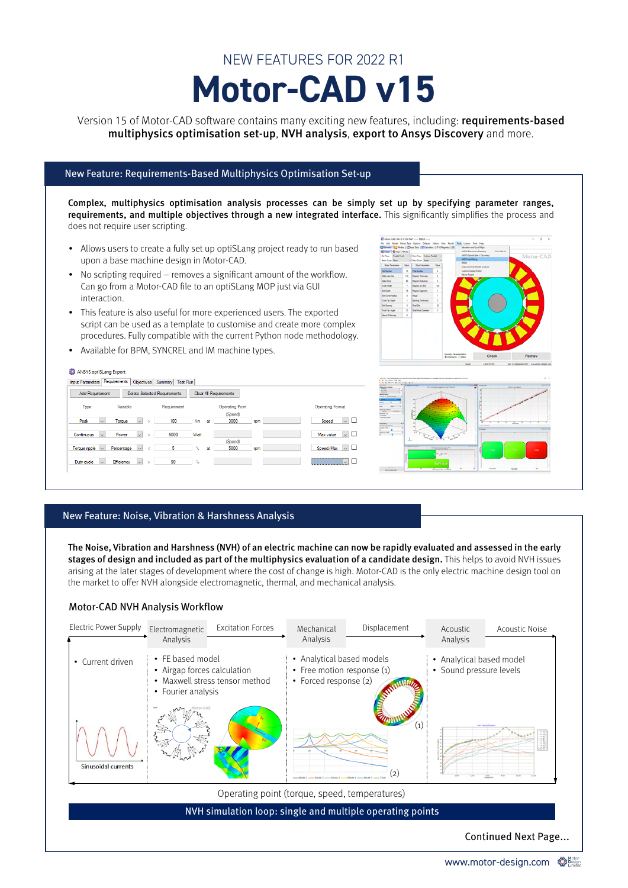NEW FEATURES FOR 2022 R1

# Motor-CAD v15

Version 15 of Motor-CAD software contains many exciting new features, including: **requirements-based multiphysics optimisation set-up**, **NVH analysis**, **export to Ansys Discovery** and more.

## New Feature: Requirements-Based Multiphysics Optimisation Set-up

**Complex, multiphysics optimisation analysis processes can be simply set up by specifying parameter ranges, requirements, and multiple objectives through a new integrated interface.** This significantly simplifies the process and does not require user scripting.

- Allows users to create a fully set up optiSLang project ready to run based upon a base machine design in Motor-CAD.
- No scripting required – removes a significant amount of the workflow. Can go from a Motor-CAD file to an optiSLang MOP just via GUI interaction.
- This feature is also useful for more experienced users. The exported script can be used as a template to customise and create more complex procedures. Fully compatible with the current Python node methodology.
- Available for BPM, SYNCREL and IM machine types.

ANSYS optiSLang Export

Input Parameters | Requirements | Objectives | Summary | Test Run

Add Requirement | Delete Selected Requirements | Clear All Requirements

| Type | Variable | | Requirement | | | Operating Point | | Operating Format |
|---|---|---|---|---|---|---|---|---|
| Peak | Torque | > | 100 | Nm | at | (Speed) 3000 | rpm | Speed |
| Continuous | Power | > | 5000 | Watt | | | | Max value |
| Torque ripple | Percentage | < | 5 | % | at | (Speed) 5000 | rpm | Speed/Max |
| Duty cycle | Efficiency | > | 90 | % | | | | |

## New Feature: Noise, Vibration & Harshness Analysis

**The Noise, Vibration and Harshness (NVH) of an electric machine can now be rapidly evaluated and assessed in the early stages of design and included as part of the multiphysics evaluation of a candidate design.** This helps to avoid NVH issues arising at the later stages of development where the cost of change is high. Motor-CAD is the only electric machine design tool on the market to offer NVH alongside electromagnetic, thermal, and mechanical analysis.

### Motor-CAD NVH Analysis Workflow

Electric Power Supply → Electromagnetic Analysis → Excitation Forces → Mechanical Analysis → Displacement → Acoustic Analysis → Acoustic Noise

- **Electric Power Supply**
  - Current driven
  - Sinusoidal currents
- **Electromagnetic Analysis**
  - FE based model
  - Airgap forces calculation
  - Maxwell stress tensor method
  - Fourier analysis
- **Mechanical Analysis**
  - Analytical based models
  - Free motion response (1)
  - Forced response (2)
- **Acoustic Analysis**
  - Analytical based model
  - Sound pressure levels

Operating point (torque, speed, temperatures)

NVH simulation loop: single and multiple operating points

Continued Next Page...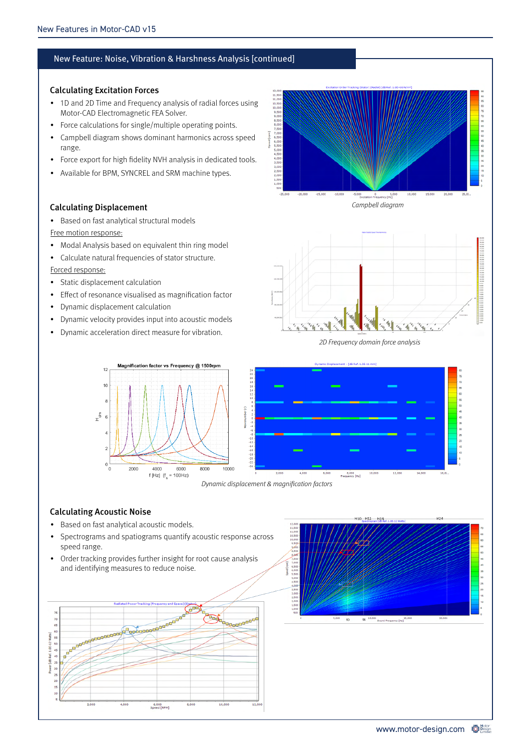## New Feature: Noise, Vibration & Harshness Analysis [continued]

### Calculating Excitation Forces

- 1D and 2D Time and Frequency analysis of radial forces using Motor-CAD Electromagnetic FEA Solver.
- Force calculations for single/multiple operating points.
- Campbell diagram shows dominant harmonics across speed range.
- Force export for high fidelity NVH analysis in dedicated tools.
- Available for BPM, SYNCREL and SRM machine types.

*Campbell diagram*

### Calculating Displacement

- Based on fast analytical structural models

Free motion response:

- Modal Analysis based on equivalent thin ring model
- Calculate natural frequencies of stator structure.

Forced response:

- Static displacement calculation
- Effect of resonance visualised as magnification factor
- Dynamic displacement calculation
- Dynamic velocity provides input into acoustic models
- Dynamic acceleration direct measure for vibration.

*2D Frequency domain force analysis*

*Dynamic displacement & magnification factors*

### Calculating Acoustic Noise

- Based on fast analytical acoustic models.
- Spectrograms and spatiograms quantify acoustic response across speed range.
- Order tracking provides further insight for root cause analysis and identifying measures to reduce noise.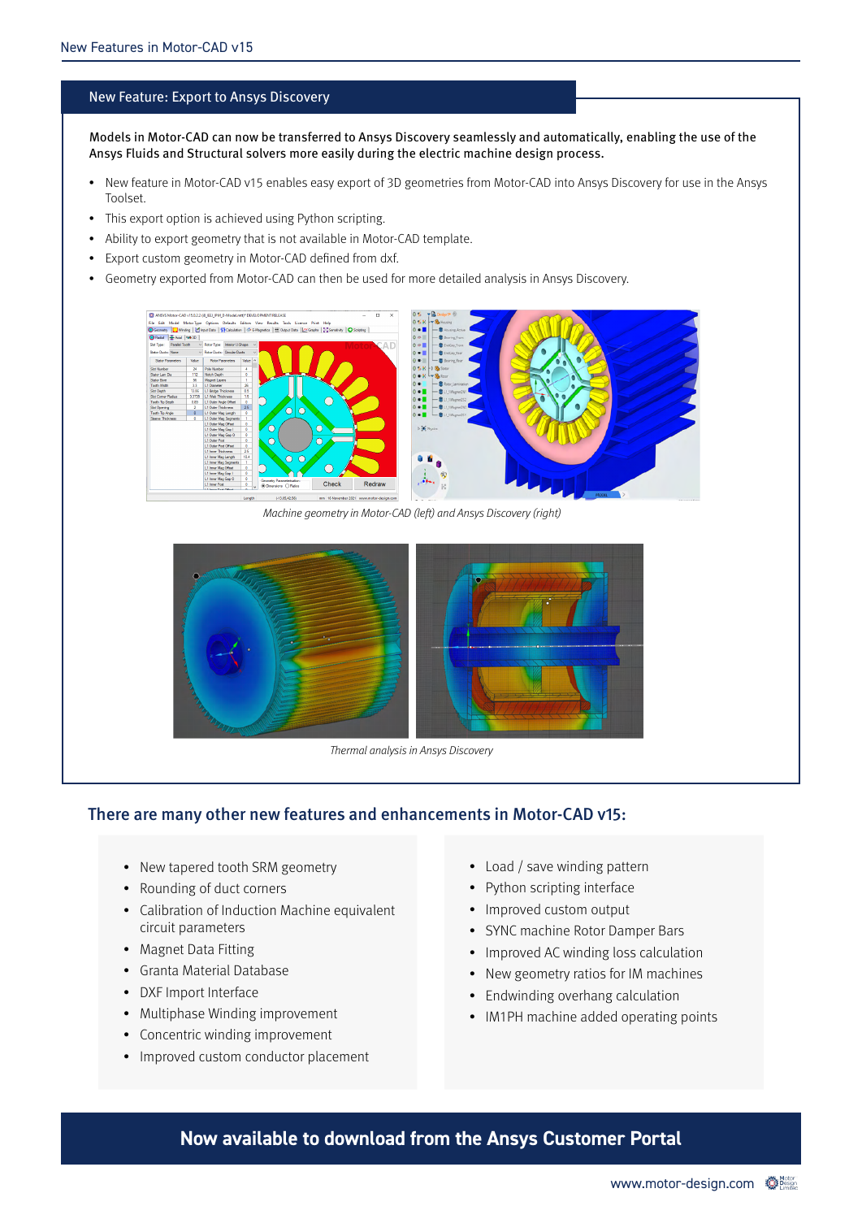## New Feature: Export to Ansys Discovery

**Models in Motor-CAD can now be transferred to Ansys Discovery seamlessly and automatically, enabling the use of the Ansys Fluids and Structural solvers more easily during the electric machine design process.**

- New feature in Motor-CAD v15 enables easy export of 3D geometries from Motor-CAD into Ansys Discovery for use in the Ansys Toolset.
- This export option is achieved using Python scripting.
- Ability to export geometry that is not available in Motor-CAD template.
- Export custom geometry in Motor-CAD defined from dxf.
- Geometry exported from Motor-CAD can then be used for more detailed analysis in Ansys Discovery.

*Machine geometry in Motor-CAD (left) and Ansys Discovery (right)*

*Thermal analysis in Ansys Discovery*

## There are many other new features and enhancements in Motor-CAD v15:

- New tapered tooth SRM geometry
- Rounding of duct corners
- Calibration of Induction Machine equivalent circuit parameters
- Magnet Data Fitting
- Granta Material Database
- DXF Import Interface
- Multiphase Winding improvement
- Concentric winding improvement
- Improved custom conductor placement
- Load / save winding pattern
- Python scripting interface
- Improved custom output
- SYNC machine Rotor Damper Bars
- Improved AC winding loss calculation
- New geometry ratios for IM machines
- Endwinding overhang calculation
- IM1PH machine added operating points

**Now available to download from the Ansys Customer Portal**

www.motor-design.com